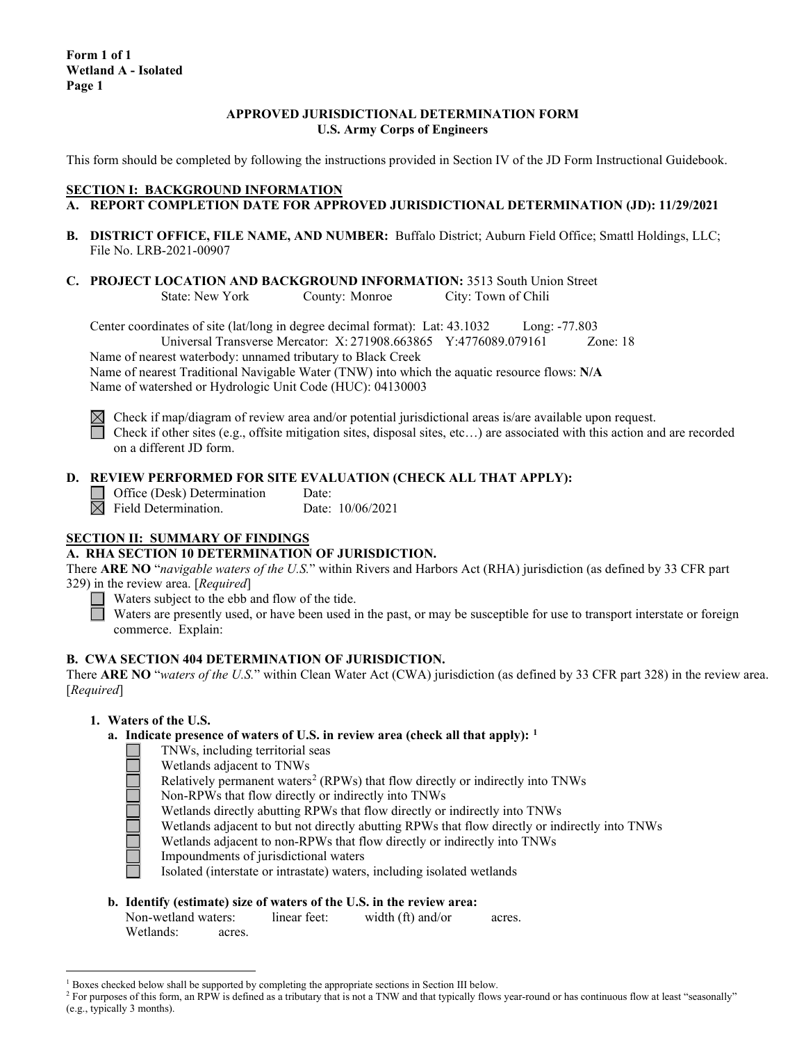**Form 1 of 1**
**Wetland A - Isolated**
**Page 1**

**APPROVED JURISDICTIONAL DETERMINATION FORM**
**U.S. Army Corps of Engineers**

This form should be completed by following the instructions provided in Section IV of the JD Form Instructional Guidebook.

## SECTION I: BACKGROUND INFORMATION

**A. REPORT COMPLETION DATE FOR APPROVED JURISDICTIONAL DETERMINATION (JD): 11/29/2021**

**B. DISTRICT OFFICE, FILE NAME, AND NUMBER:** Buffalo District; Auburn Field Office; Smattl Holdings, LLC; File No. LRB-2021-00907

**C. PROJECT LOCATION AND BACKGROUND INFORMATION:** 3513 South Union Street
State: New York County: Monroe City: Town of Chili

Center coordinates of site (lat/long in degree decimal format): Lat: 43.1032 Long: -77.803
Universal Transverse Mercator: X: 271908.663865 Y:4776089.079161 Zone: 18
Name of nearest waterbody: unnamed tributary to Black Creek
Name of nearest Traditional Navigable Water (TNW) into which the aquatic resource flows: **N/A**
Name of watershed or Hydrologic Unit Code (HUC): 04130003

☒ Check if map/diagram of review area and/or potential jurisdictional areas is/are available upon request.
☐ Check if other sites (e.g., offsite mitigation sites, disposal sites, etc…) are associated with this action and are recorded on a different JD form.

**D. REVIEW PERFORMED FOR SITE EVALUATION (CHECK ALL THAT APPLY):**
☐ Office (Desk) Determination Date:
☒ Field Determination. Date: 10/06/2021

## SECTION II: SUMMARY OF FINDINGS

**A. RHA SECTION 10 DETERMINATION OF JURISDICTION.**

There **ARE NO** "*navigable waters of the U.S.*" within Rivers and Harbors Act (RHA) jurisdiction (as defined by 33 CFR part 329) in the review area. [*Required*]
☐ Waters subject to the ebb and flow of the tide.
☐ Waters are presently used, or have been used in the past, or may be susceptible for use to transport interstate or foreign commerce. Explain:

**B. CWA SECTION 404 DETERMINATION OF JURISDICTION.**

There **ARE NO** "*waters of the U.S.*" within Clean Water Act (CWA) jurisdiction (as defined by 33 CFR part 328) in the review area. [*Required*]

**1. Waters of the U.S.**

**a. Indicate presence of waters of U.S. in review area (check all that apply):** [1]
☐ TNWs, including territorial seas
☐ Wetlands adjacent to TNWs
☐ Relatively permanent waters[2] (RPWs) that flow directly or indirectly into TNWs
☐ Non-RPWs that flow directly or indirectly into TNWs
☐ Wetlands directly abutting RPWs that flow directly or indirectly into TNWs
☐ Wetlands adjacent to but not directly abutting RPWs that flow directly or indirectly into TNWs
☐ Wetlands adjacent to non-RPWs that flow directly or indirectly into TNWs
☐ Impoundments of jurisdictional waters
☐ Isolated (interstate or intrastate) waters, including isolated wetlands

**b. Identify (estimate) size of waters of the U.S. in the review area:**
Non-wetland waters: linear feet: width (ft) and/or acres.
Wetlands: acres.

---

[1] Boxes checked below shall be supported by completing the appropriate sections in Section III below.
[2] For purposes of this form, an RPW is defined as a tributary that is not a TNW and that typically flows year-round or has continuous flow at least "seasonally" (e.g., typically 3 months).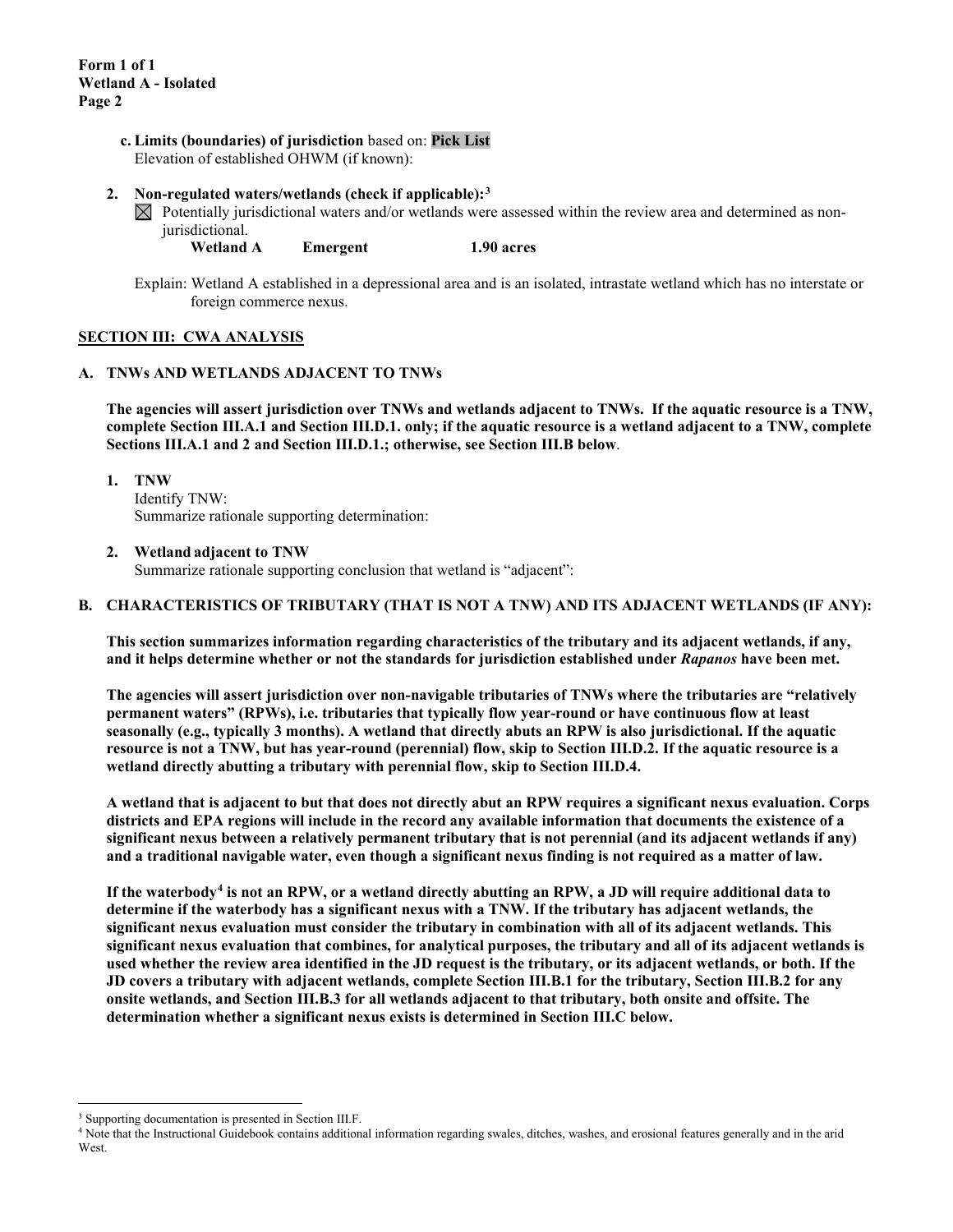**c. Limits (boundaries) of jurisdiction** based on: **Pick List**
Elevation of established OHWM (if known):

**2. Non-regulated waters/wetlands (check if applicable):**[3]

☒ Potentially jurisdictional waters and/or wetlands were assessed within the review area and determined as non-jurisdictional.

**Wetland A          Emergent          1.90 acres**

Explain: Wetland A established in a depressional area and is an isolated, intrastate wetland which has no interstate or foreign commerce nexus.

## SECTION III: CWA ANALYSIS

### A. TNWs AND WETLANDS ADJACENT TO TNWs

**The agencies will assert jurisdiction over TNWs and wetlands adjacent to TNWs. If the aquatic resource is a TNW, complete Section III.A.1 and Section III.D.1. only; if the aquatic resource is a wetland adjacent to a TNW, complete Sections III.A.1 and 2 and Section III.D.1.; otherwise, see Section III.B below**.

**1. TNW**
Identify TNW:
Summarize rationale supporting determination:

**2. Wetland adjacent to TNW**
Summarize rationale supporting conclusion that wetland is "adjacent":

### B. CHARACTERISTICS OF TRIBUTARY (THAT IS NOT A TNW) AND ITS ADJACENT WETLANDS (IF ANY):

**This section summarizes information regarding characteristics of the tributary and its adjacent wetlands, if any, and it helps determine whether or not the standards for jurisdiction established under *Rapanos* have been met.**

**The agencies will assert jurisdiction over non-navigable tributaries of TNWs where the tributaries are "relatively permanent waters" (RPWs), i.e. tributaries that typically flow year-round or have continuous flow at least seasonally (e.g., typically 3 months). A wetland that directly abuts an RPW is also jurisdictional. If the aquatic resource is not a TNW, but has year-round (perennial) flow, skip to Section III.D.2. If the aquatic resource is a wetland directly abutting a tributary with perennial flow, skip to Section III.D.4.**

**A wetland that is adjacent to but that does not directly abut an RPW requires a significant nexus evaluation. Corps districts and EPA regions will include in the record any available information that documents the existence of a significant nexus between a relatively permanent tributary that is not perennial (and its adjacent wetlands if any) and a traditional navigable water, even though a significant nexus finding is not required as a matter of law.**

**If the waterbody[4] is not an RPW, or a wetland directly abutting an RPW, a JD will require additional data to determine if the waterbody has a significant nexus with a TNW. If the tributary has adjacent wetlands, the significant nexus evaluation must consider the tributary in combination with all of its adjacent wetlands. This significant nexus evaluation that combines, for analytical purposes, the tributary and all of its adjacent wetlands is used whether the review area identified in the JD request is the tributary, or its adjacent wetlands, or both. If the JD covers a tributary with adjacent wetlands, complete Section III.B.1 for the tributary, Section III.B.2 for any onsite wetlands, and Section III.B.3 for all wetlands adjacent to that tributary, both onsite and offsite. The determination whether a significant nexus exists is determined in Section III.C below.**

---

[3] Supporting documentation is presented in Section III.F.

[4] Note that the Instructional Guidebook contains additional information regarding swales, ditches, washes, and erosional features generally and in the arid West.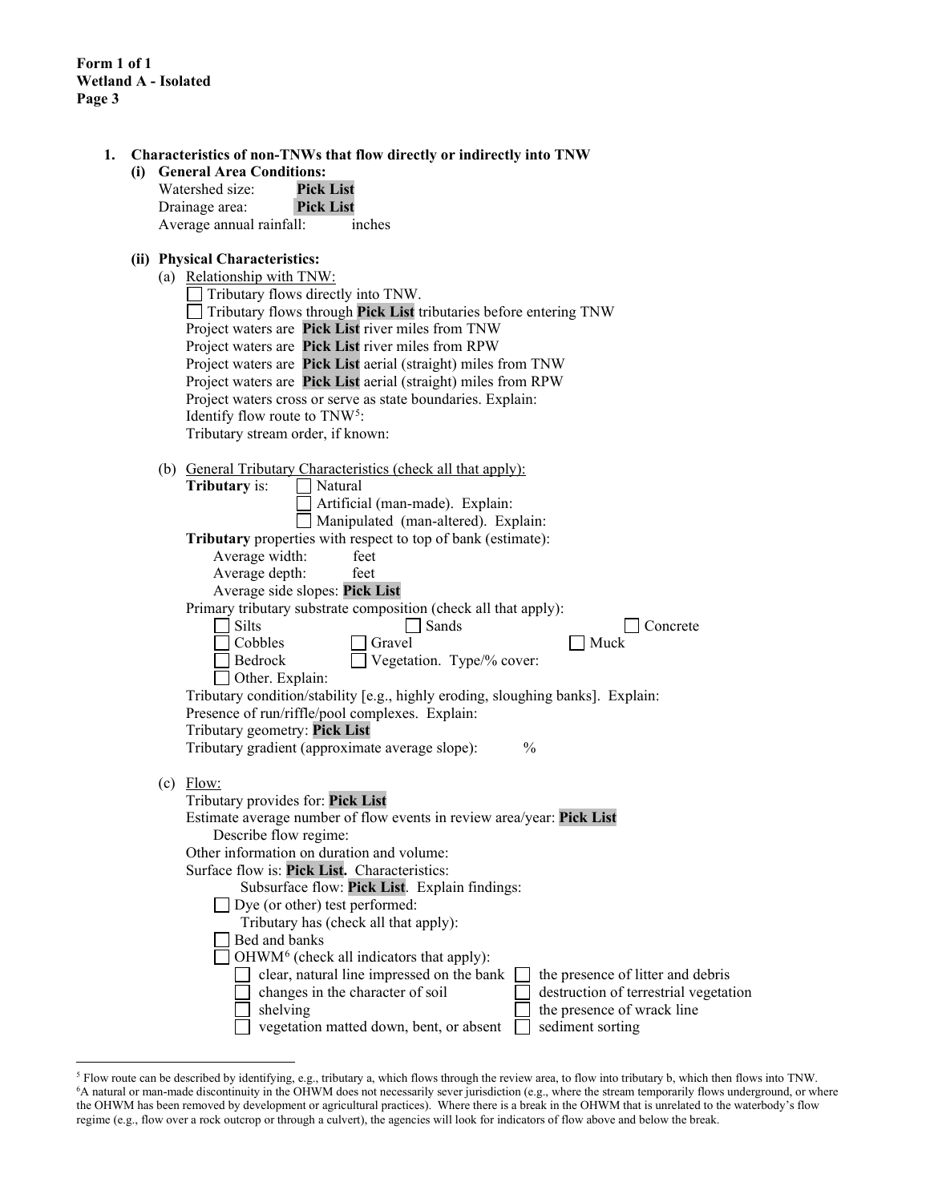**Form 1 of 1**
**Wetland A - Isolated**
**Page 3**

1. **Characteristics of non-TNWs that flow directly or indirectly into TNW**
   - **(i) General Area Conditions:**
     - Watershed size: **Pick List**
     - Drainage area: **Pick List**
     - Average annual rainfall: inches

   - **(ii) Physical Characteristics:**
     - (a) Relationship with TNW:
       - ☐ Tributary flows directly into TNW.
       - ☐ Tributary flows through **Pick List** tributaries before entering TNW
       - Project waters are **Pick List** river miles from TNW
       - Project waters are **Pick List** river miles from RPW
       - Project waters are **Pick List** aerial (straight) miles from TNW
       - Project waters are **Pick List** aerial (straight) miles from RPW
       - Project waters cross or serve as state boundaries. Explain:
       - Identify flow route to TNW[5]:
       - Tributary stream order, if known:

     - (b) General Tributary Characteristics (check all that apply):
       - **Tributary** is: ☐ Natural
         - ☐ Artificial (man-made). Explain:
         - ☐ Manipulated (man-altered). Explain:
       - **Tributary** properties with respect to top of bank (estimate):
         - Average width: feet
         - Average depth: feet
         - Average side slopes: **Pick List**
       - Primary tributary substrate composition (check all that apply):
         - ☐ Silts ☐ Sands ☐ Concrete
         - ☐ Cobbles ☐ Gravel ☐ Muck
         - ☐ Bedrock ☐ Vegetation. Type/% cover:
         - ☐ Other. Explain:
       - Tributary condition/stability [e.g., highly eroding, sloughing banks]. Explain:
       - Presence of run/riffle/pool complexes. Explain:
       - Tributary geometry: **Pick List**
       - Tributary gradient (approximate average slope): %

     - (c) Flow:
       - Tributary provides for: **Pick List**
       - Estimate average number of flow events in review area/year: **Pick List**
         - Describe flow regime:
       - Other information on duration and volume:
       - Surface flow is: **Pick List.** Characteristics:
         - Subsurface flow: **Pick List**. Explain findings:
       - ☐ Dye (or other) test performed:
         - Tributary has (check all that apply):
       - ☐ Bed and banks
       - ☐ OHWM[6] (check all indicators that apply):
         - ☐ clear, natural line impressed on the bank ☐ the presence of litter and debris
         - ☐ changes in the character of soil ☐ destruction of terrestrial vegetation
         - ☐ shelving ☐ the presence of wrack line
         - ☐ vegetation matted down, bent, or absent ☐ sediment sorting

---

[5] Flow route can be described by identifying, e.g., tributary a, which flows through the review area, to flow into tributary b, which then flows into TNW.
[6] A natural or man-made discontinuity in the OHWM does not necessarily sever jurisdiction (e.g., where the stream temporarily flows underground, or where the OHWM has been removed by development or agricultural practices). Where there is a break in the OHWM that is unrelated to the waterbody's flow regime (e.g., flow over a rock outcrop or through a culvert), the agencies will look for indicators of flow above and below the break.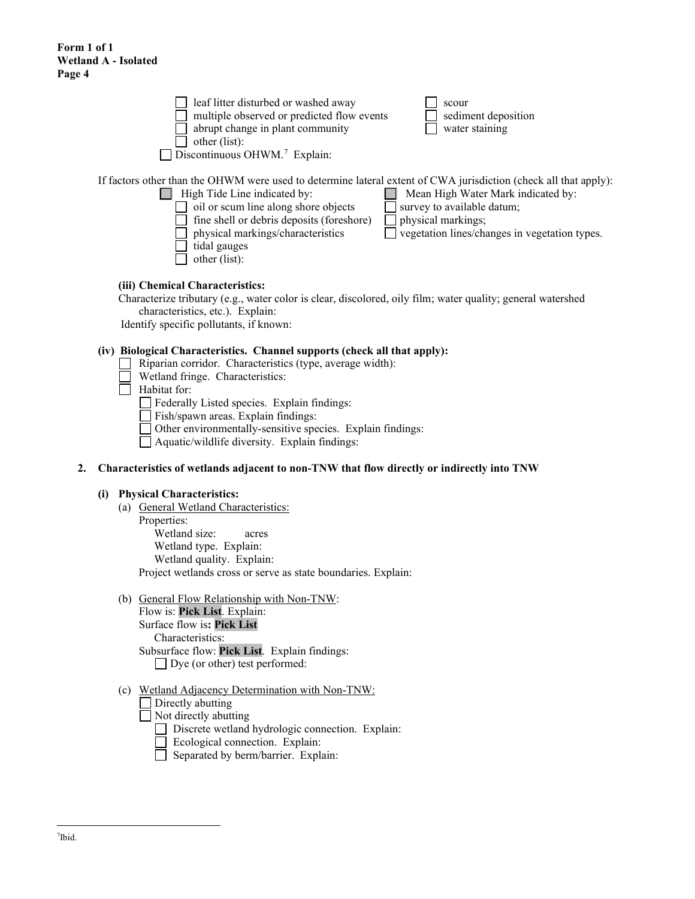**Form 1 of 1**
**Wetland A - Isolated**

- ☐ leaf litter disturbed or washed away
- ☐ multiple observed or predicted flow events
- ☐ abrupt change in plant community
- ☐ other (list):
- ☐ scour
- ☐ sediment deposition
- ☐ water staining

☐ Discontinuous OHWM.[7] Explain:

If factors other than the OHWM were used to determine lateral extent of CWA jurisdiction (check all that apply):

☐ High Tide Line indicated by:
- ☐ oil or scum line along shore objects
- ☐ fine shell or debris deposits (foreshore)
- ☐ physical markings/characteristics
- ☐ tidal gauges
- ☐ other (list):

☐ Mean High Water Mark indicated by:
- ☐ survey to available datum;
- ☐ physical markings;
- ☐ vegetation lines/changes in vegetation types.

**(iii) Chemical Characteristics:**

Characterize tributary (e.g., water color is clear, discolored, oily film; water quality; general watershed characteristics, etc.). Explain:

Identify specific pollutants, if known:

**(iv) Biological Characteristics. Channel supports (check all that apply):**

- ☐ Riparian corridor. Characteristics (type, average width):
- ☐ Wetland fringe. Characteristics:
- ☐ Habitat for:
  - ☐ Federally Listed species. Explain findings:
  - ☐ Fish/spawn areas. Explain findings:
  - ☐ Other environmentally-sensitive species. Explain findings:
  - ☐ Aquatic/wildlife diversity. Explain findings:

**2. Characteristics of wetlands adjacent to non-TNW that flow directly or indirectly into TNW**

**(i) Physical Characteristics:**

(a) General Wetland Characteristics:

Properties:

Wetland size: acres

Wetland type. Explain:

Wetland quality. Explain:

Project wetlands cross or serve as state boundaries. Explain:

(b) General Flow Relationship with Non-TNW:

Flow is: **Pick List**. Explain:

Surface flow is**: Pick List**

Characteristics:

Subsurface flow: **Pick List**. Explain findings:

☐ Dye (or other) test performed:

(c) Wetland Adjacency Determination with Non-TNW:

- ☐ Directly abutting
- ☐ Not directly abutting
  - ☐ Discrete wetland hydrologic connection. Explain:
  - ☐ Ecological connection. Explain:
  - ☐ Separated by berm/barrier. Explain:

[7] Ibid.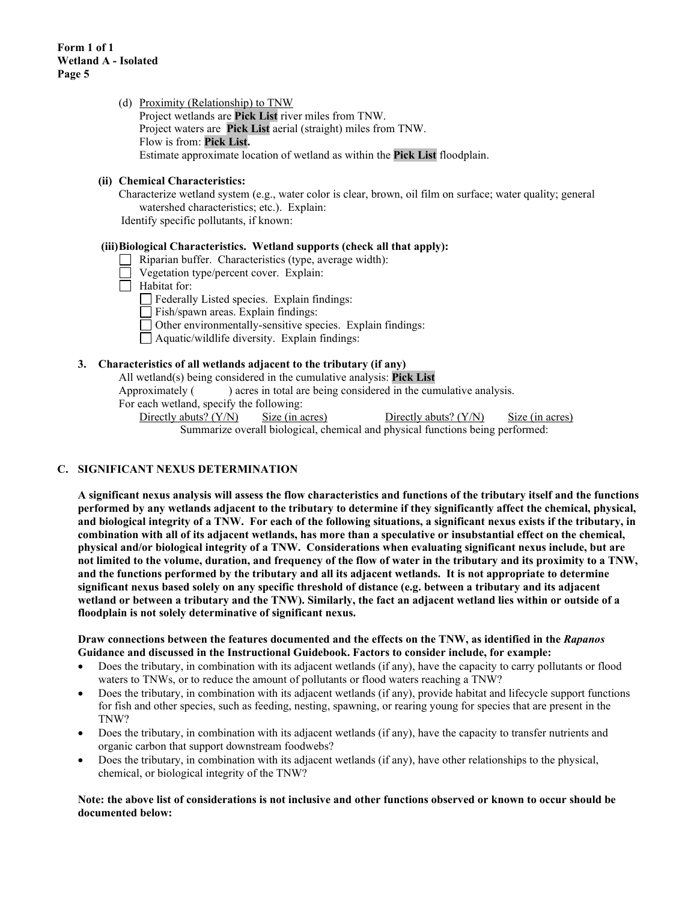(d) Proximity (Relationship) to TNW
Project wetlands are **Pick List** river miles from TNW.
Project waters are **Pick List** aerial (straight) miles from TNW.
Flow is from: **Pick List.**
Estimate approximate location of wetland as within the **Pick List** floodplain.

**(ii) Chemical Characteristics:**

Characterize wetland system (e.g., water color is clear, brown, oil film on surface; water quality; general watershed characteristics; etc.). Explain:

Identify specific pollutants, if known:

**(iii) Biological Characteristics. Wetland supports (check all that apply):**

- ☐ Riparian buffer. Characteristics (type, average width):
- ☐ Vegetation type/percent cover. Explain:
- ☐ Habitat for:
  - ☐ Federally Listed species. Explain findings:
  - ☐ Fish/spawn areas. Explain findings:
  - ☐ Other environmentally-sensitive species. Explain findings:
  - ☐ Aquatic/wildlife diversity. Explain findings:

**3. Characteristics of all wetlands adjacent to the tributary (if any)**

All wetland(s) being considered in the cumulative analysis: **Pick List**
Approximately ( ) acres in total are being considered in the cumulative analysis.
For each wetland, specify the following:

| Directly abuts? (Y/N) | Size (in acres) | Directly abuts? (Y/N) | Size (in acres) |
|---|---|---|---|

Summarize overall biological, chemical and physical functions being performed:

## C. SIGNIFICANT NEXUS DETERMINATION

**A significant nexus analysis will assess the flow characteristics and functions of the tributary itself and the functions performed by any wetlands adjacent to the tributary to determine if they significantly affect the chemical, physical, and biological integrity of a TNW. For each of the following situations, a significant nexus exists if the tributary, in combination with all of its adjacent wetlands, has more than a speculative or insubstantial effect on the chemical, physical and/or biological integrity of a TNW. Considerations when evaluating significant nexus include, but are not limited to the volume, duration, and frequency of the flow of water in the tributary and its proximity to a TNW, and the functions performed by the tributary and all its adjacent wetlands. It is not appropriate to determine significant nexus based solely on any specific threshold of distance (e.g. between a tributary and its adjacent wetland or between a tributary and the TNW). Similarly, the fact an adjacent wetland lies within or outside of a floodplain is not solely determinative of significant nexus.**

**Draw connections between the features documented and the effects on the TNW, as identified in the *Rapanos* Guidance and discussed in the Instructional Guidebook. Factors to consider include, for example:**

- Does the tributary, in combination with its adjacent wetlands (if any), have the capacity to carry pollutants or flood waters to TNWs, or to reduce the amount of pollutants or flood waters reaching a TNW?
- Does the tributary, in combination with its adjacent wetlands (if any), provide habitat and lifecycle support functions for fish and other species, such as feeding, nesting, spawning, or rearing young for species that are present in the TNW?
- Does the tributary, in combination with its adjacent wetlands (if any), have the capacity to transfer nutrients and organic carbon that support downstream foodwebs?
- Does the tributary, in combination with its adjacent wetlands (if any), have other relationships to the physical, chemical, or biological integrity of the TNW?

**Note: the above list of considerations is not inclusive and other functions observed or known to occur should be documented below:**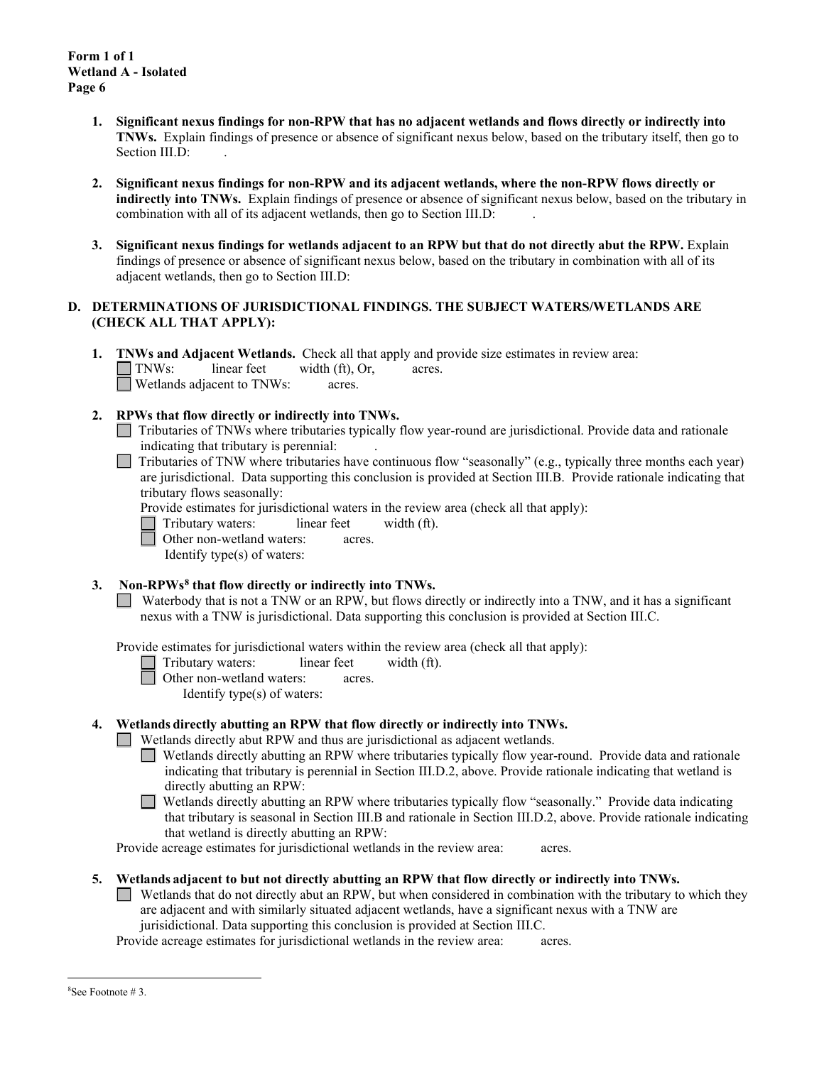**Form 1 of 1**
**Wetland A - Isolated**
**Page 6**

1. **Significant nexus findings for non-RPW that has no adjacent wetlands and flows directly or indirectly into TNWs.** Explain findings of presence or absence of significant nexus below, based on the tributary itself, then go to Section III.D: .

2. **Significant nexus findings for non-RPW and its adjacent wetlands, where the non-RPW flows directly or indirectly into TNWs.** Explain findings of presence or absence of significant nexus below, based on the tributary in combination with all of its adjacent wetlands, then go to Section III.D: .

3. **Significant nexus findings for wetlands adjacent to an RPW but that do not directly abut the RPW.** Explain findings of presence or absence of significant nexus below, based on the tributary in combination with all of its adjacent wetlands, then go to Section III.D:

## D. DETERMINATIONS OF JURISDICTIONAL FINDINGS. THE SUBJECT WATERS/WETLANDS ARE (CHECK ALL THAT APPLY):

1. **TNWs and Adjacent Wetlands.** Check all that apply and provide size estimates in review area:
   - ☐ TNWs: linear feet width (ft), Or, acres.
   - ☐ Wetlands adjacent to TNWs: acres.

2. **RPWs that flow directly or indirectly into TNWs.**
   - ☐ Tributaries of TNWs where tributaries typically flow year-round are jurisdictional. Provide data and rationale indicating that tributary is perennial: .
   - ☐ Tributaries of TNW where tributaries have continuous flow "seasonally" (e.g., typically three months each year) are jurisdictional. Data supporting this conclusion is provided at Section III.B. Provide rationale indicating that tributary flows seasonally:

   Provide estimates for jurisdictional waters in the review area (check all that apply):
   - ☐ Tributary waters: linear feet width (ft).
   - ☐ Other non-wetland waters: acres.
     Identify type(s) of waters:

3. **Non-RPWs[8] that flow directly or indirectly into TNWs.**
   - ☐ Waterbody that is not a TNW or an RPW, but flows directly or indirectly into a TNW, and it has a significant nexus with a TNW is jurisdictional. Data supporting this conclusion is provided at Section III.C.

   Provide estimates for jurisdictional waters within the review area (check all that apply):
   - ☐ Tributary waters: linear feet width (ft).
   - ☐ Other non-wetland waters: acres.
     Identify type(s) of waters:

4. **Wetlands directly abutting an RPW that flow directly or indirectly into TNWs.**
   - ☐ Wetlands directly abut RPW and thus are jurisdictional as adjacent wetlands.
     - ☐ Wetlands directly abutting an RPW where tributaries typically flow year-round. Provide data and rationale indicating that tributary is perennial in Section III.D.2, above. Provide rationale indicating that wetland is directly abutting an RPW:
     - ☐ Wetlands directly abutting an RPW where tributaries typically flow "seasonally." Provide data indicating that tributary is seasonal in Section III.B and rationale in Section III.D.2, above. Provide rationale indicating that wetland is directly abutting an RPW:

   Provide acreage estimates for jurisdictional wetlands in the review area: acres.

5. **Wetlands adjacent to but not directly abutting an RPW that flow directly or indirectly into TNWs.**
   - ☐ Wetlands that do not directly abut an RPW, but when considered in combination with the tributary to which they are adjacent and with similarly situated adjacent wetlands, have a significant nexus with a TNW are jurisidictional. Data supporting this conclusion is provided at Section III.C.

   Provide acreage estimates for jurisdictional wetlands in the review area: acres.

---

[8] See Footnote # 3.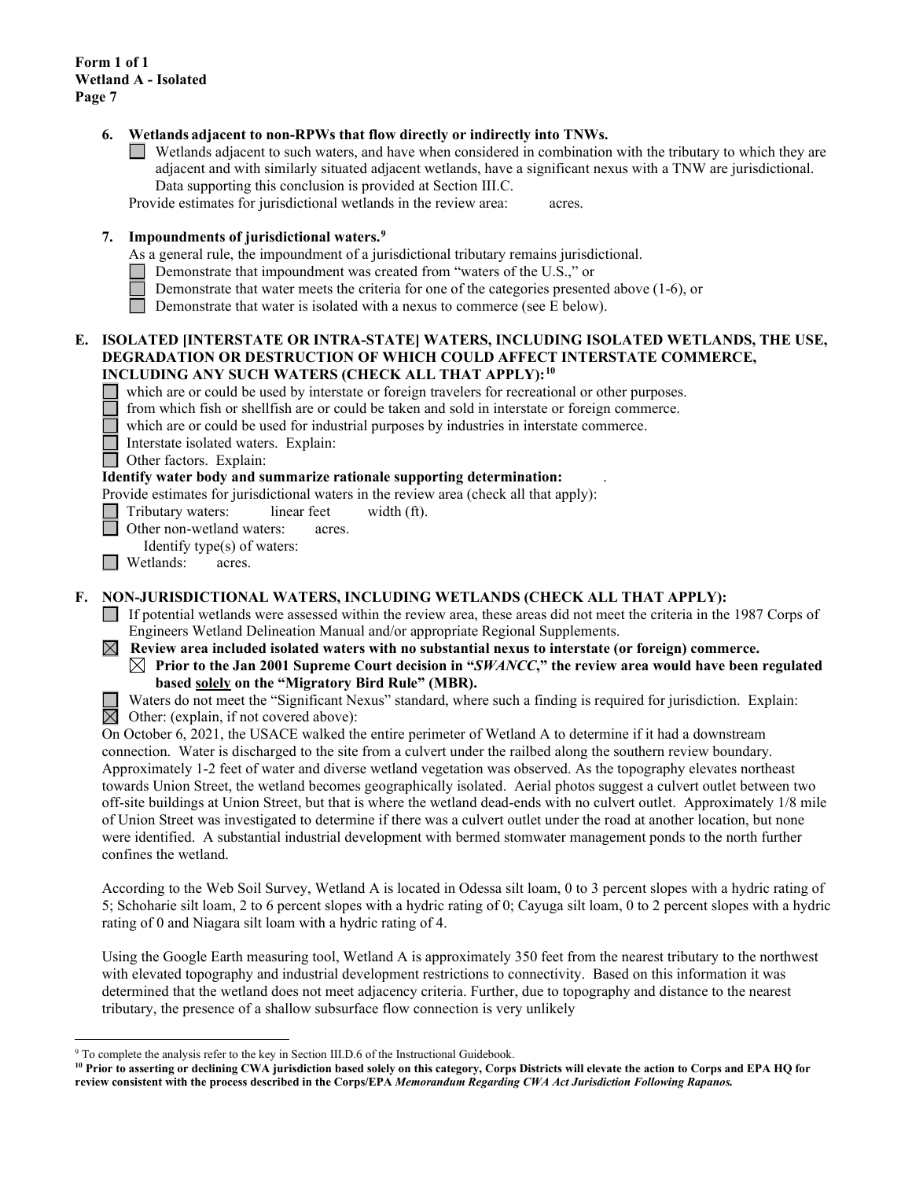**Form 1 of 1**
**Wetland A - Isolated**
**Page 7**

**6. Wetlands adjacent to non-RPWs that flow directly or indirectly into TNWs.**

☐ Wetlands adjacent to such waters, and have when considered in combination with the tributary to which they are adjacent and with similarly situated adjacent wetlands, have a significant nexus with a TNW are jurisdictional. Data supporting this conclusion is provided at Section III.C.

Provide estimates for jurisdictional wetlands in the review area: acres.

**7. Impoundments of jurisdictional waters.**[9]

As a general rule, the impoundment of a jurisdictional tributary remains jurisdictional.

☐ Demonstrate that impoundment was created from "waters of the U.S.," or
☐ Demonstrate that water meets the criteria for one of the categories presented above (1-6), or
☐ Demonstrate that water is isolated with a nexus to commerce (see E below).

**E. ISOLATED [INTERSTATE OR INTRA-STATE] WATERS, INCLUDING ISOLATED WETLANDS, THE USE, DEGRADATION OR DESTRUCTION OF WHICH COULD AFFECT INTERSTATE COMMERCE, INCLUDING ANY SUCH WATERS (CHECK ALL THAT APPLY):**[10]

☐ which are or could be used by interstate or foreign travelers for recreational or other purposes.
☐ from which fish or shellfish are or could be taken and sold in interstate or foreign commerce.
☐ which are or could be used for industrial purposes by industries in interstate commerce.
☐ Interstate isolated waters. Explain:
☐ Other factors. Explain:

**Identify water body and summarize rationale supporting determination:** .

Provide estimates for jurisdictional waters in the review area (check all that apply):

☐ Tributary waters: linear feet width (ft).
☐ Other non-wetland waters: acres.
Identify type(s) of waters:
☐ Wetlands: acres.

**F. NON-JURISDICTIONAL WATERS, INCLUDING WETLANDS (CHECK ALL THAT APPLY):**

☐ If potential wetlands were assessed within the review area, these areas did not meet the criteria in the 1987 Corps of Engineers Wetland Delineation Manual and/or appropriate Regional Supplements.

☒ **Review area included isolated waters with no substantial nexus to interstate (or foreign) commerce.**

☒ **Prior to the Jan 2001 Supreme Court decision in "*SWANCC*," the review area would have been regulated based solely on the "Migratory Bird Rule" (MBR).**

☐ Waters do not meet the "Significant Nexus" standard, where such a finding is required for jurisdiction. Explain:
☒ Other: (explain, if not covered above):

On October 6, 2021, the USACE walked the entire perimeter of Wetland A to determine if it had a downstream connection. Water is discharged to the site from a culvert under the railbed along the southern review boundary. Approximately 1-2 feet of water and diverse wetland vegetation was observed. As the topography elevates northeast towards Union Street, the wetland becomes geographically isolated. Aerial photos suggest a culvert outlet between two off-site buildings at Union Street, but that is where the wetland dead-ends with no culvert outlet. Approximately 1/8 mile of Union Street was investigated to determine if there was a culvert outlet under the road at another location, but none were identified. A substantial industrial development with bermed stomwater management ponds to the north further confines the wetland.

According to the Web Soil Survey, Wetland A is located in Odessa silt loam, 0 to 3 percent slopes with a hydric rating of 5; Schoharie silt loam, 2 to 6 percent slopes with a hydric rating of 0; Cayuga silt loam, 0 to 2 percent slopes with a hydric rating of 0 and Niagara silt loam with a hydric rating of 4.

Using the Google Earth measuring tool, Wetland A is approximately 350 feet from the nearest tributary to the northwest with elevated topography and industrial development restrictions to connectivity. Based on this information it was determined that the wetland does not meet adjacency criteria. Further, due to topography and distance to the nearest tributary, the presence of a shallow subsurface flow connection is very unlikely

---

[9] To complete the analysis refer to the key in Section III.D.6 of the Instructional Guidebook.

[10] **Prior to asserting or declining CWA jurisdiction based solely on this category, Corps Districts will elevate the action to Corps and EPA HQ for review consistent with the process described in the Corps/EPA *Memorandum Regarding CWA Act Jurisdiction Following Rapanos.***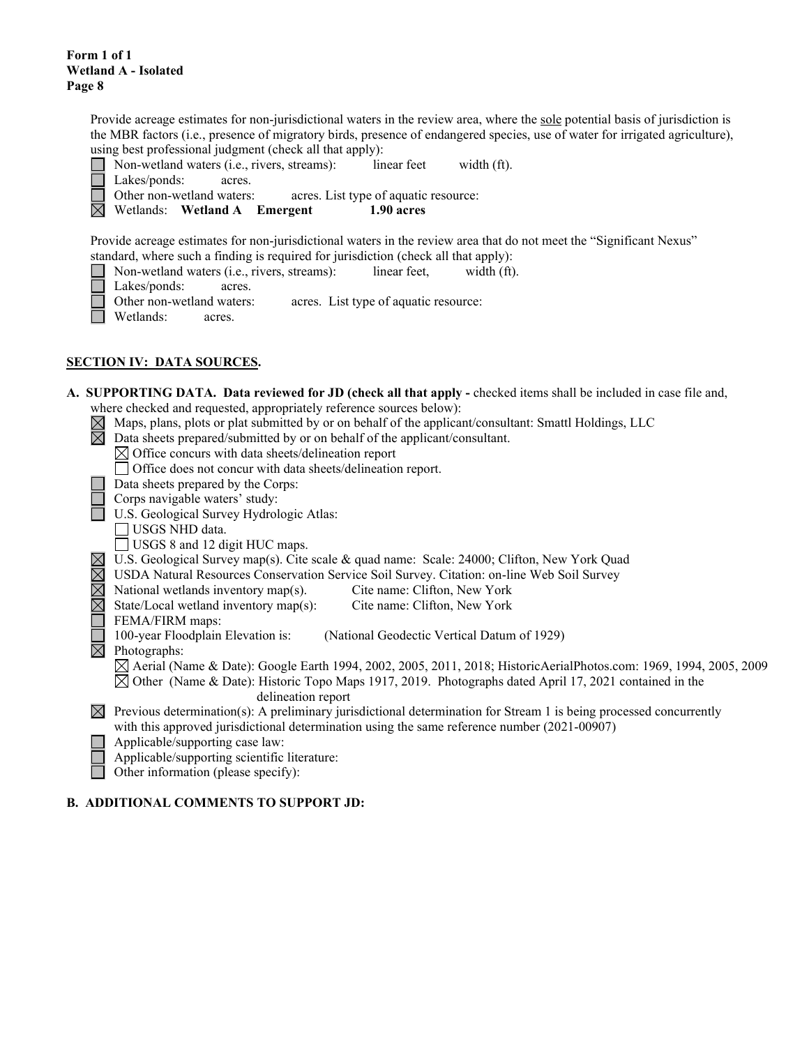**Form 1 of 1**
**Wetland A - Isolated**
**Page 8**

Provide acreage estimates for non-jurisdictional waters in the review area, where the sole potential basis of jurisdiction is the MBR factors (i.e., presence of migratory birds, presence of endangered species, use of water for irrigated agriculture), using best professional judgment (check all that apply):

- ☐ Non-wetland waters (i.e., rivers, streams): linear feet width (ft).
- ☐ Lakes/ponds: acres.
- ☐ Other non-wetland waters: acres. List type of aquatic resource:
- ☒ Wetlands: **Wetland A Emergent 1.90 acres**

Provide acreage estimates for non-jurisdictional waters in the review area that do not meet the "Significant Nexus" standard, where such a finding is required for jurisdiction (check all that apply):

- ☐ Non-wetland waters (i.e., rivers, streams): linear feet, width (ft).
- ☐ Lakes/ponds: acres.
- ☐ Other non-wetland waters: acres. List type of aquatic resource:
- ☐ Wetlands: acres.

## SECTION IV: DATA SOURCES.

**A. SUPPORTING DATA. Data reviewed for JD (check all that apply -** checked items shall be included in case file and, where checked and requested, appropriately reference sources below):

- ☒ Maps, plans, plots or plat submitted by or on behalf of the applicant/consultant: Smattl Holdings, LLC
- ☒ Data sheets prepared/submitted by or on behalf of the applicant/consultant.
  - ☒ Office concurs with data sheets/delineation report
  - ☐ Office does not concur with data sheets/delineation report.
- ☐ Data sheets prepared by the Corps:
- ☐ Corps navigable waters' study:
- ☐ U.S. Geological Survey Hydrologic Atlas:
  - ☐ USGS NHD data.
  - ☐ USGS 8 and 12 digit HUC maps.
- ☒ U.S. Geological Survey map(s). Cite scale & quad name: Scale: 24000; Clifton, New York Quad
- ☒ USDA Natural Resources Conservation Service Soil Survey. Citation: on-line Web Soil Survey
- ☒ National wetlands inventory map(s). Cite name: Clifton, New York
- ☒ State/Local wetland inventory map(s): Cite name: Clifton, New York
- ☐ FEMA/FIRM maps:
- ☐ 100-year Floodplain Elevation is: (National Geodectic Vertical Datum of 1929)
- ☒ Photographs:
  - ☒ Aerial (Name & Date): Google Earth 1994, 2002, 2005, 2011, 2018; HistoricAerialPhotos.com: 1969, 1994, 2005, 2009
  - ☒ Other (Name & Date): Historic Topo Maps 1917, 2019. Photographs dated April 17, 2021 contained in the delineation report
- ☒ Previous determination(s): A preliminary jurisdictional determination for Stream 1 is being processed concurrently with this approved jurisdictional determination using the same reference number (2021-00907)
- ☐ Applicable/supporting case law:
- ☐ Applicable/supporting scientific literature:
- ☐ Other information (please specify):

**B. ADDITIONAL COMMENTS TO SUPPORT JD:**